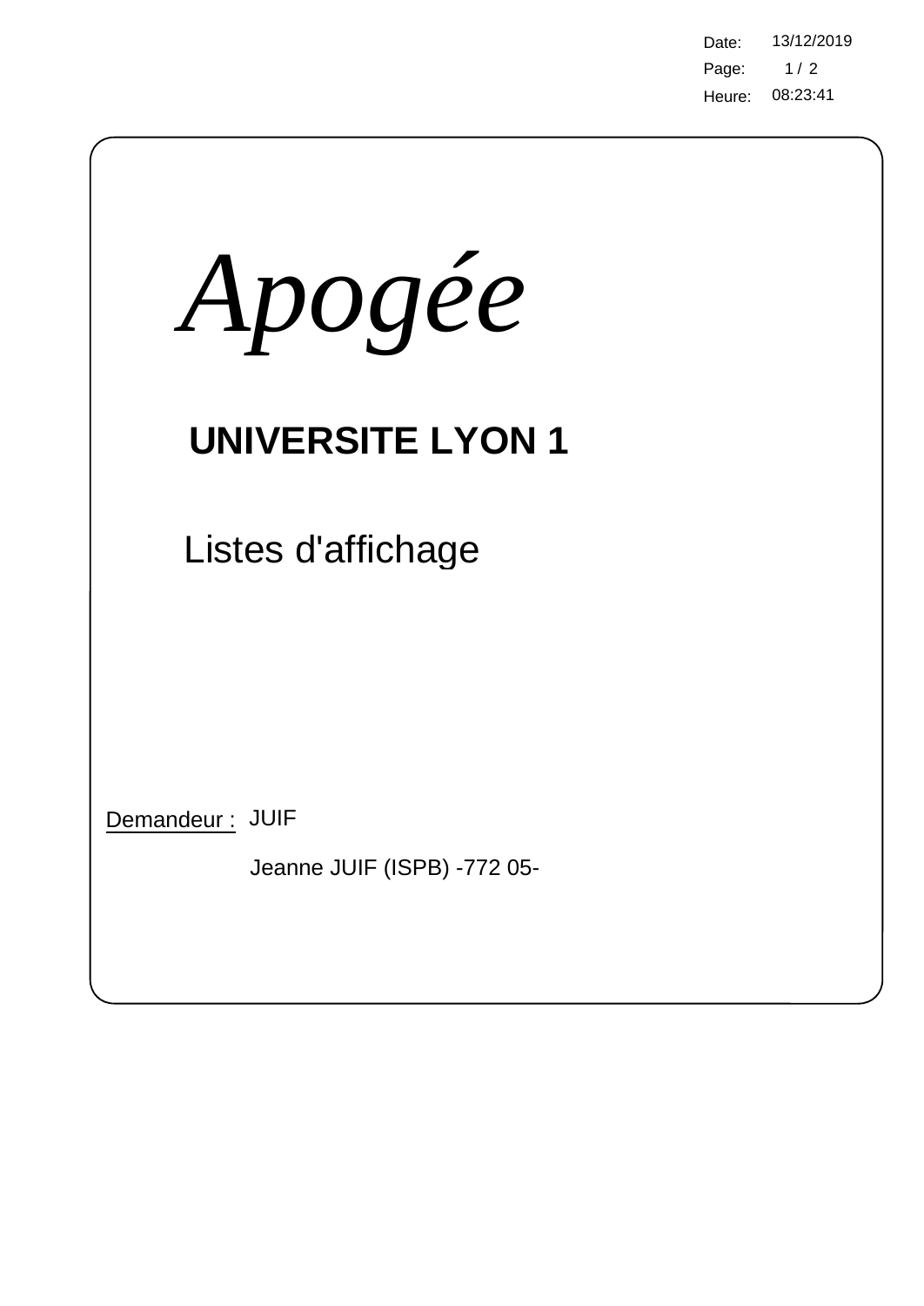Date: 13/12/2019

Heure: 08:23:41

# *Apogée*

## UNIVERSITE LYON 1

Listes d'affichage

Demandeur : JUIF

Jeanne JUIF (ISPB) -772 05-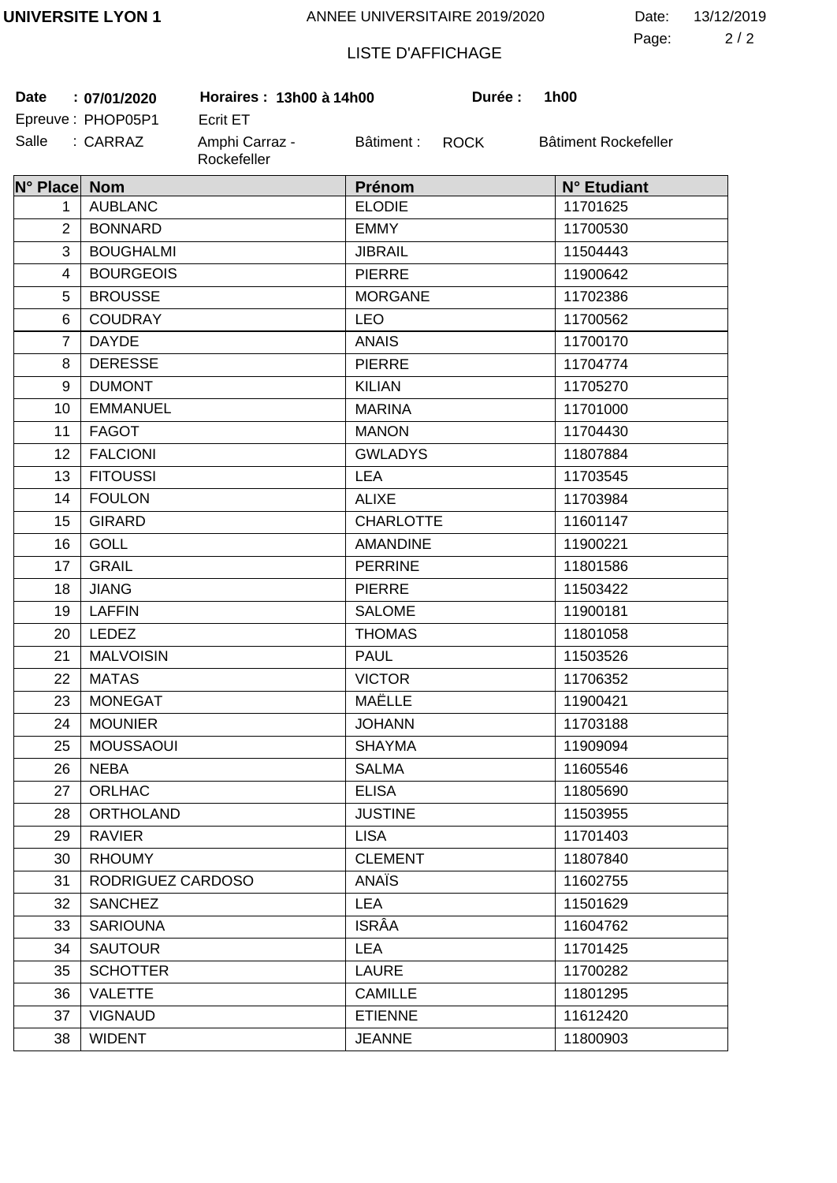UNIVERSITE LYON 1 ANNEE UNIVERSITAIRE 2019/2020 Date: 13/12/2019

LISTE D'AFFICHAGE

**Date : 07/01/2020** **Horaires : 13h00 à 14h00** **Durée : 1h00**

Epreuve : PHOP05P1 Ecrit ET

Salle : CARRAZ Amphi Carraz - Rockefeller Bâtiment : ROCK Bâtiment Rockefeller

| N° Place | Nom | Prénom | N° Etudiant |
|---|---|---|---|
| 1 | AUBLANC | ELODIE | 11701625 |
| 2 | BONNARD | EMMY | 11700530 |
| 3 | BOUGHALMI | JIBRAIL | 11504443 |
| 4 | BOURGEOIS | PIERRE | 11900642 |
| 5 | BROUSSE | MORGANE | 11702386 |
| 6 | COUDRAY | LEO | 11700562 |
| 7 | DAYDE | ANAIS | 11700170 |
| 8 | DERESSE | PIERRE | 11704774 |
| 9 | DUMONT | KILIAN | 11705270 |
| 10 | EMMANUEL | MARINA | 11701000 |
| 11 | FAGOT | MANON | 11704430 |
| 12 | FALCIONI | GWLADYS | 11807884 |
| 13 | FITOUSSI | LEA | 11703545 |
| 14 | FOULON | ALIXE | 11703984 |
| 15 | GIRARD | CHARLOTTE | 11601147 |
| 16 | GOLL | AMANDINE | 11900221 |
| 17 | GRAIL | PERRINE | 11801586 |
| 18 | JIANG | PIERRE | 11503422 |
| 19 | LAFFIN | SALOME | 11900181 |
| 20 | LEDEZ | THOMAS | 11801058 |
| 21 | MALVOISIN | PAUL | 11503526 |
| 22 | MATAS | VICTOR | 11706352 |
| 23 | MONEGAT | MAËLLE | 11900421 |
| 24 | MOUNIER | JOHANN | 11703188 |
| 25 | MOUSSAOUI | SHAYMA | 11909094 |
| 26 | NEBA | SALMA | 11605546 |
| 27 | ORLHAC | ELISA | 11805690 |
| 28 | ORTHOLAND | JUSTINE | 11503955 |
| 29 | RAVIER | LISA | 11701403 |
| 30 | RHOUMY | CLEMENT | 11807840 |
| 31 | RODRIGUEZ CARDOSO | ANAÏS | 11602755 |
| 32 | SANCHEZ | LEA | 11501629 |
| 33 | SARIOUNA | ISRÂA | 11604762 |
| 34 | SAUTOUR | LEA | 11701425 |
| 35 | SCHOTTER | LAURE | 11700282 |
| 36 | VALETTE | CAMILLE | 11801295 |
| 37 | VIGNAUD | ETIENNE | 11612420 |
| 38 | WIDENT | JEANNE | 11800903 |